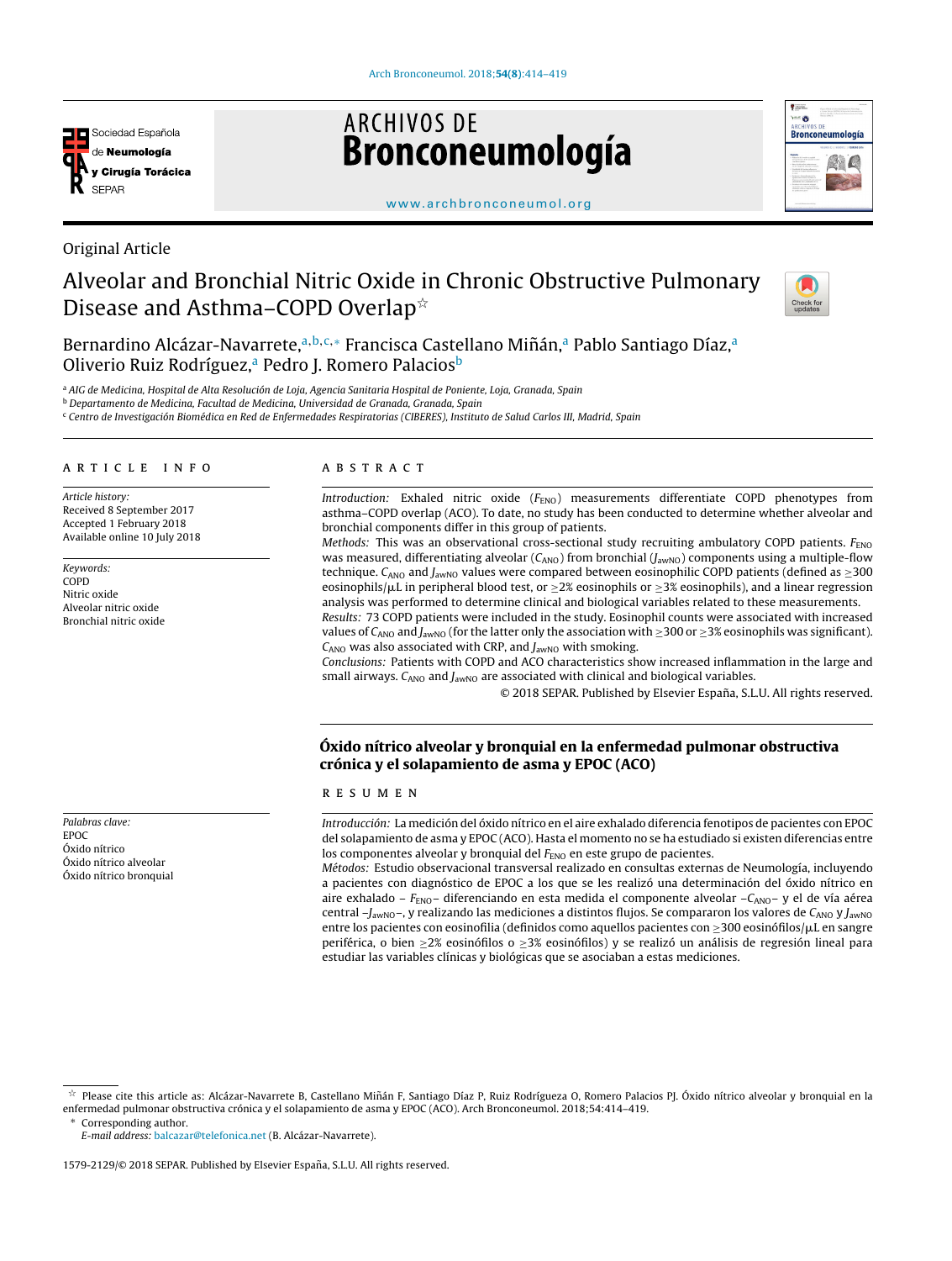Original Article

# Alveolar and Bronchial Nitric Oxide in Chronic Obstructive Pulmonary Disease and Asthma–COPD Overlap☆

Bernardino Alcázar-Navarrete,[a,b,c,*] Francisca Castellano Miñán,[a] Pablo Santiago Díaz,[a] Oliverio Ruiz Rodríguez,[a] Pedro J. Romero Palacios[b]

[a] *AIG de Medicina, Hospital de Alta Resolución de Loja, Agencia Sanitaria Hospital de Poniente, Loja, Granada, Spain*
[b] *Departamento de Medicina, Facultad de Medicina, Universidad de Granada, Granada, Spain*
[c] *Centro de Investigación Biomédica en Red de Enfermedades Respiratorias (CIBERES), Instituto de Salud Carlos III, Madrid, Spain*

## ARTICLE INFO

*Article history:*
Received 8 September 2017
Accepted 1 February 2018
Available online 10 July 2018

*Keywords:*
COPD
Nitric oxide
Alveolar nitric oxide
Bronchial nitric oxide

## ABSTRACT

*Introduction:* Exhaled nitric oxide ($F_{ENO}$) measurements differentiate COPD phenotypes from asthma–COPD overlap (ACO). To date, no study has been conducted to determine whether alveolar and bronchial components differ in this group of patients.
*Methods:* This was an observational cross-sectional study recruiting ambulatory COPD patients. $F_{ENO}$ was measured, differentiating alveolar ($C_{ANO}$) from bronchial ($J_{awNO}$) components using a multiple-flow technique. $C_{ANO}$ and $J_{awNO}$ values were compared between eosinophilic COPD patients (defined as ≥300 eosinophils/μL in peripheral blood test, or ≥2% eosinophils or ≥3% eosinophils), and a linear regression analysis was performed to determine clinical and biological variables related to these measurements.
*Results:* 73 COPD patients were included in the study. Eosinophil counts were associated with increased values of $C_{ANO}$ and $J_{awNO}$ (for the latter only the association with ≥300 or ≥3% eosinophils was significant). $C_{ANO}$ was also associated with CRP, and $J_{awNO}$ with smoking.
*Conclusions:* Patients with COPD and ACO characteristics show increased inflammation in the large and small airways. $C_{ANO}$ and $J_{awNO}$ are associated with clinical and biological variables.

© 2018 SEPAR. Published by Elsevier España, S.L.U. All rights reserved.

## Óxido nítrico alveolar y bronquial en la enfermedad pulmonar obstructiva crónica y el solapamiento de asma y EPOC (ACO)

*Palabras clave:*
EPOC
Óxido nítrico
Óxido nítrico alveolar
Óxido nítrico bronquial

## RESUMEN

*Introducción:* La medición del óxido nítrico en el aire exhalado diferencia fenotipos de pacientes con EPOC del solapamiento de asma y EPOC (ACO). Hasta el momento no se ha estudiado si existen diferencias entre los componentes alveolar y bronquial del $F_{ENO}$ en este grupo de pacientes.
*Métodos:* Estudio observacional transversal realizado en consultas externas de Neumología, incluyendo a pacientes con diagnóstico de EPOC a los que se les realizó una determinación del óxido nítrico en aire exhalado – $F_{ENO}$– diferenciando en esta medida el componente alveolar –$C_{ANO}$– y el de vía aérea central –$J_{awNO}$–, y realizando las mediciones a distintos flujos. Se compararon los valores de $C_{ANO}$ y $J_{awNO}$ entre los pacientes con eosinofilia (definidos como aquellos pacientes con ≥300 eosinófilos/μL en sangre periférica, o bien ≥2% eosinófilos o ≥3% eosinófilos) y se realizó un análisis de regresión lineal para estudiar las variables clínicas y biológicas que se asociaban a estas mediciones.

☆ Please cite this article as: Alcázar-Navarrete B, Castellano Miñán F, Santiago Díaz P, Ruiz Rodrígueza O, Romero Palacios PJ. Óxido nítrico alveolar y bronquial en la enfermedad pulmonar obstructiva crónica y el solapamiento de asma y EPOC (ACO). Arch Bronconeumol. 2018;54:414–419.
\* Corresponding author.
*E-mail address:* balcazar@telefonica.net (B. Alcázar-Navarrete).

1579-2129/© 2018 SEPAR. Published by Elsevier España, S.L.U. All rights reserved.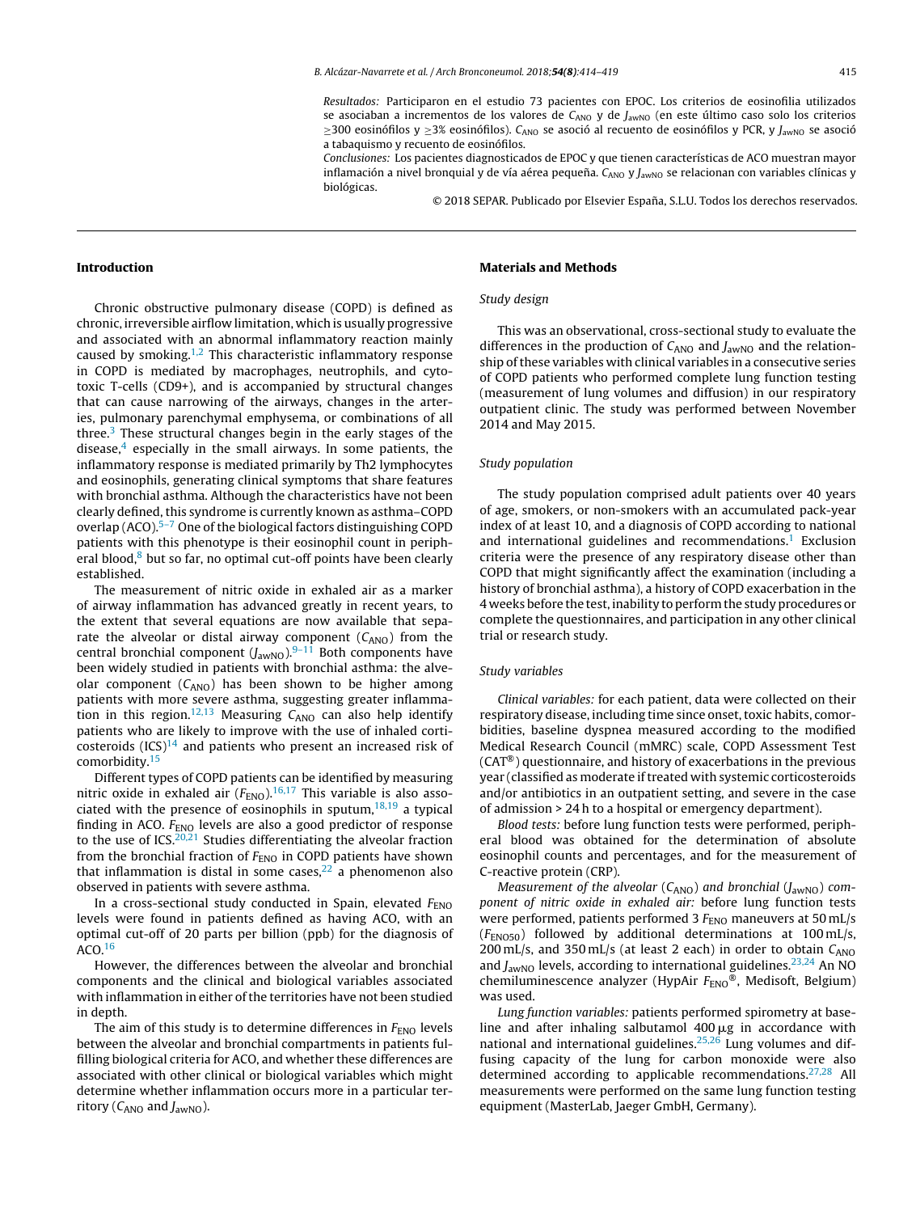*Resultados:* Participaron en el estudio 73 pacientes con EPOC. Los criterios de eosinofilia utilizados se asociaban a incrementos de los valores de $C_{ANO}$ y de $J_{awNO}$ (en este último caso solo los criterios ≥300 eosinófilos y ≥3% eosinófilos). $C_{ANO}$ se asoció al recuento de eosinófilos y PCR, y $J_{awNO}$ se asoció a tabaquismo y recuento de eosinófilos.

*Conclusiones:* Los pacientes diagnosticados de EPOC y que tienen características de ACO muestran mayor inflamación a nivel bronquial y de vía aérea pequeña. $C_{ANO}$ y $J_{awNO}$ se relacionan con variables clínicas y biológicas.

© 2018 SEPAR. Publicado por Elsevier España, S.L.U. Todos los derechos reservados.

## Introduction

Chronic obstructive pulmonary disease (COPD) is defined as chronic, irreversible airflow limitation, which is usually progressive and associated with an abnormal inflammatory reaction mainly caused by smoking.[1,2] This characteristic inflammatory response in COPD is mediated by macrophages, neutrophils, and cytotoxic T-cells (CD9+), and is accompanied by structural changes that can cause narrowing of the airways, changes in the arteries, pulmonary parenchymal emphysema, or combinations of all three.[3] These structural changes begin in the early stages of the disease,[4] especially in the small airways. In some patients, the inflammatory response is mediated primarily by Th2 lymphocytes and eosinophils, generating clinical symptoms that share features with bronchial asthma. Although the characteristics have not been clearly defined, this syndrome is currently known as asthma–COPD overlap (ACO).[5–7] One of the biological factors distinguishing COPD patients with this phenotype is their eosinophil count in peripheral blood,[8] but so far, no optimal cut-off points have been clearly established.

The measurement of nitric oxide in exhaled air as a marker of airway inflammation has advanced greatly in recent years, to the extent that several equations are now available that separate the alveolar or distal airway component ($C_{ANO}$) from the central bronchial component ($J_{awNO}$).[9–11] Both components have been widely studied in patients with bronchial asthma: the alveolar component ($C_{ANO}$) has been shown to be higher among patients with more severe asthma, suggesting greater inflammation in this region.[12,13] Measuring $C_{ANO}$ can also help identify patients who are likely to improve with the use of inhaled corticosteroids (ICS)[14] and patients who present an increased risk of comorbidity.[15]

Different types of COPD patients can be identified by measuring nitric oxide in exhaled air ($F_{ENO}$).[16,17] This variable is also associated with the presence of eosinophils in sputum,[18,19] a typical finding in ACO. $F_{ENO}$ levels are also a good predictor of response to the use of ICS.[20,21] Studies differentiating the alveolar fraction from the bronchial fraction of $F_{ENO}$ in COPD patients have shown that inflammation is distal in some cases,[22] a phenomenon also observed in patients with severe asthma.

In a cross-sectional study conducted in Spain, elevated $F_{ENO}$ levels were found in patients defined as having ACO, with an optimal cut-off of 20 parts per billion (ppb) for the diagnosis of ACO.[16]

However, the differences between the alveolar and bronchial components and the clinical and biological variables associated with inflammation in either of the territories have not been studied in depth.

The aim of this study is to determine differences in $F_{ENO}$ levels between the alveolar and bronchial compartments in patients fulfilling biological criteria for ACO, and whether these differences are associated with other clinical or biological variables which might determine whether inflammation occurs more in a particular territory ($C_{ANO}$ and $J_{awNO}$).

## Materials and Methods

### Study design

This was an observational, cross-sectional study to evaluate the differences in the production of $C_{ANO}$ and $J_{awNO}$ and the relationship of these variables with clinical variables in a consecutive series of COPD patients who performed complete lung function testing (measurement of lung volumes and diffusion) in our respiratory outpatient clinic. The study was performed between November 2014 and May 2015.

### Study population

The study population comprised adult patients over 40 years of age, smokers, or non-smokers with an accumulated pack-year index of at least 10, and a diagnosis of COPD according to national and international guidelines and recommendations.[1] Exclusion criteria were the presence of any respiratory disease other than COPD that might significantly affect the examination (including a history of bronchial asthma), a history of COPD exacerbation in the 4 weeks before the test, inability to perform the study procedures or complete the questionnaires, and participation in any other clinical trial or research study.

### Study variables

*Clinical variables:* for each patient, data were collected on their respiratory disease, including time since onset, toxic habits, comorbidities, baseline dyspnea measured according to the modified Medical Research Council (mMRC) scale, COPD Assessment Test (CAT®) questionnaire, and history of exacerbations in the previous year (classified as moderate if treated with systemic corticosteroids and/or antibiotics in an outpatient setting, and severe in the case of admission > 24 h to a hospital or emergency department).

*Blood tests:* before lung function tests were performed, peripheral blood was obtained for the determination of absolute eosinophil counts and percentages, and for the measurement of C-reactive protein (CRP).

*Measurement of the alveolar ($C_{ANO}$) and bronchial ($J_{awNO}$) component of nitric oxide in exhaled air:* before lung function tests were performed, patients performed 3 $F_{ENO}$ maneuvers at 50 mL/s ($F_{ENO50}$) followed by additional determinations at 100 mL/s, 200 mL/s, and 350 mL/s (at least 2 each) in order to obtain $C_{ANO}$ and $J_{awNO}$ levels, according to international guidelines.[23,24] An NO chemiluminescence analyzer (HypAir $F_{ENO}$®, Medisoft, Belgium) was used.

*Lung function variables:* patients performed spirometry at baseline and after inhaling salbutamol 400 μg in accordance with national and international guidelines.[25,26] Lung volumes and diffusing capacity of the lung for carbon monoxide were also determined according to applicable recommendations.[27,28] All measurements were performed on the same lung function testing equipment (MasterLab, Jaeger GmbH, Germany).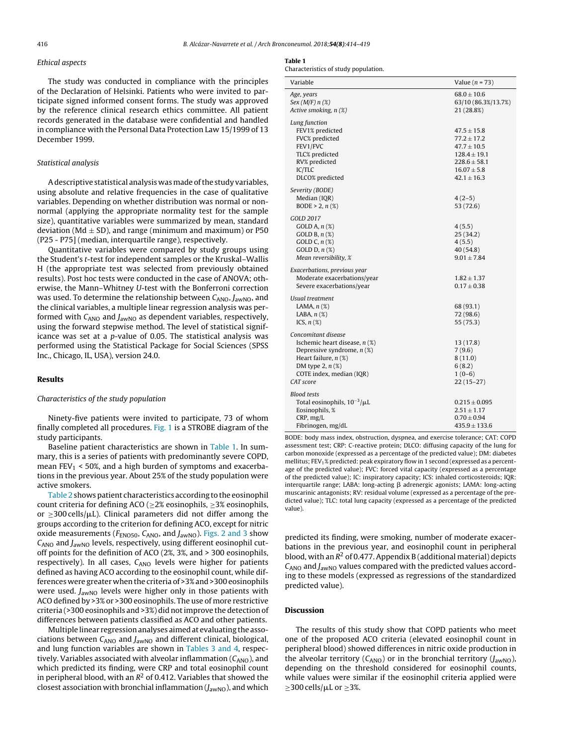### Ethical aspects

The study was conducted in compliance with the principles of the Declaration of Helsinki. Patients who were invited to participate signed informed consent forms. The study was approved by the reference clinical research ethics committee. All patient records generated in the database were confidential and handled in compliance with the Personal Data Protection Law 15/1999 of 13 December 1999.

### Statistical analysis

A descriptive statistical analysis was made of the study variables, using absolute and relative frequencies in the case of qualitative variables. Depending on whether distribution was normal or non-normal (applying the appropriate normality test for the sample size), quantitative variables were summarized by mean, standard deviation (Md ± SD), and range (minimum and maximum) or P50 (P25 - P75] (median, interquartile range), respectively.

Quantitative variables were compared by study groups using the Student's *t*-test for independent samples or the Kruskal–Wallis H (the appropriate test was selected from previously obtained results). Post hoc tests were conducted in the case of ANOVA; otherwise, the Mann–Whitney *U*-test with the Bonferroni correction was used. To determine the relationship between $C_{ANO}$, $J_{awNO}$, and the clinical variables, a multiple linear regression analysis was performed with $C_{ANO}$ and $J_{awNO}$ as dependent variables, respectively, using the forward stepwise method. The level of statistical significance was set at a *p*-value of 0.05. The statistical analysis was performed using the Statistical Package for Social Sciences (SPSS Inc., Chicago, IL, USA), version 24.0.

## Results

### Characteristics of the study population

Ninety-five patients were invited to participate, 73 of whom finally completed all procedures. Fig. 1 is a STROBE diagram of the study participants.

Baseline patient characteristics are shown in Table 1. In summary, this is a series of patients with predominantly severe COPD, mean $FEV_1$ < 50%, and a high burden of symptoms and exacerbations in the previous year. About 25% of the study population were active smokers.

**Table 1**
Characteristics of study population.

| Variable | Value (*n* = 73) |
|---|---|
| *Age, years* | 68.0 ± 10.6 |
| *Sex (M/F) n (%)* | 63/10 (86.3%/13.7%) |
| *Active smoking, n (%)* | 21 (28.8%) |
| *Lung function* | |
| FEV1% predicted | 47.5 ± 15.8 |
| FVC% predicted | 77.2 ± 17.2 |
| FEV1/FVC | 47.7 ± 10.5 |
| TLC% predicted | 128.4 ± 19.1 |
| RV% predicted | 228.6 ± 58.1 |
| IC/TLC | 16.07 ± 5.8 |
| DLCO% predicted | 42.1 ± 16.3 |
| *Severity (BODE)* | |
| Median (IQR) | 4 (2–5) |
| BODE > 2, *n* (%) | 53 (72.6) |
| *GOLD 2017* | |
| GOLD A, *n* (%) | 4 (5.5) |
| GOLD B, *n* (%) | 25 (34.2) |
| GOLD C, *n* (%) | 4 (5.5) |
| GOLD D, *n* (%) | 40 (54.8) |
| *Mean reversibility, %* | 9.01 ± 7.84 |
| *Exacerbations, previous year* | |
| Moderate exacerbations/year | 1.82 ± 1.37 |
| Severe exacerbations/year | 0.17 ± 0.38 |
| *Usual treatment* | |
| LAMA, *n* (%) | 68 (93.1) |
| LABA, *n* (%) | 72 (98.6) |
| ICS, *n* (%) | 55 (75.3) |
| *Concomitant disease* | |
| Ischemic heart disease, *n* (%) | 13 (17.8) |
| Depressive syndrome, *n* (%) | 7 (9.6) |
| Heart failure, *n* (%) | 8 (11.0) |
| DM type 2, *n* (%) | 6 (8.2) |
| COTE index, median (IQR) | 1 (0–6) |
| *CAT score* | 22 (15–27) |
| *Blood tests* | |
| Total eosinophils, $10^{-3}/\mu L$ | 0.215 ± 0.095 |
| Eosinophils, % | 2.51 ± 1.17 |
| CRP, mg/L | 0.70 ± 0.94 |
| Fibrinogen, mg/dL | 435.9 ± 133.6 |

BODE: body mass index, obstruction, dyspnea, and exercise tolerance; CAT: COPD assessment test; CRP: C-reactive protein; DLCO: diffusing capacity of the lung for carbon monoxide (expressed as a percentage of the predicted value); DM: diabetes mellitus; $FEV_1$% predicted: peak expiratory flow in 1 second (expressed as a percentage of the predicted value); FVC: forced vital capacity (expressed as a percentage of the predicted value); IC: inspiratory capacity; ICS: inhaled corticosteroids; IQR: interquartile range; LABA: long-acting β adrenergic agonists; LAMA: long-acting muscarinic antagonists; RV: residual volume (expressed as a percentage of the predicted value); TLC: total lung capacity (expressed as a percentage of the predicted value).

Table 2 shows patient characteristics according to the eosinophil count criteria for defining ACO (≥2% eosinophils, ≥3% eosinophils, or ≥300 cells/μL). Clinical parameters did not differ among the groups according to the criterion for defining ACO, except for nitric oxide measurements ($F_{ENO50}$, $C_{ANO}$, and $J_{awNO}$). Figs. 2 and 3 show $C_{ANO}$ and $J_{awNO}$ levels, respectively, using different eosinophil cutoff points for the definition of ACO (2%, 3%, and > 300 eosinophils, respectively). In all cases, $C_{ANO}$ levels were higher for patients defined as having ACO according to the eosinophil count, while differences were greater when the criteria of >3% and >300 eosinophils were used. $J_{awNO}$ levels were higher only in those patients with ACO defined by >3% or >300 eosinophils. The use of more restrictive criteria (>300 eosinophils and >3%) did not improve the detection of differences between patients classified as ACO and other patients.

Multiple linear regression analyses aimed at evaluating the associations between $C_{ANO}$ and $J_{awNO}$ and different clinical, biological, and lung function variables are shown in Tables 3 and 4, respectively. Variables associated with alveolar inflammation ($C_{ANO}$), and which predicted its finding, were CRP and total eosinophil count in peripheral blood, with an $R^2$ of 0.412. Variables that showed the closest association with bronchial inflammation ($J_{awNO}$), and which predicted its finding, were smoking, number of moderate exacerbations in the previous year, and eosinophil count in peripheral blood, with an $R^2$ of 0.477. Appendix B (additional material) depicts $C_{ANO}$ and $J_{awNO}$ values compared with the predicted values according to these models (expressed as regressions of the standardized predicted value).

## Discussion

The results of this study show that COPD patients who meet one of the proposed ACO criteria (elevated eosinophil count in peripheral blood) showed differences in nitric oxide production in the alveolar territory ($C_{ANO}$) or in the bronchial territory ($J_{awNO}$), depending on the threshold considered for eosinophil counts, while values were similar if the eosinophil criteria applied were ≥300 cells/μL or ≥3%.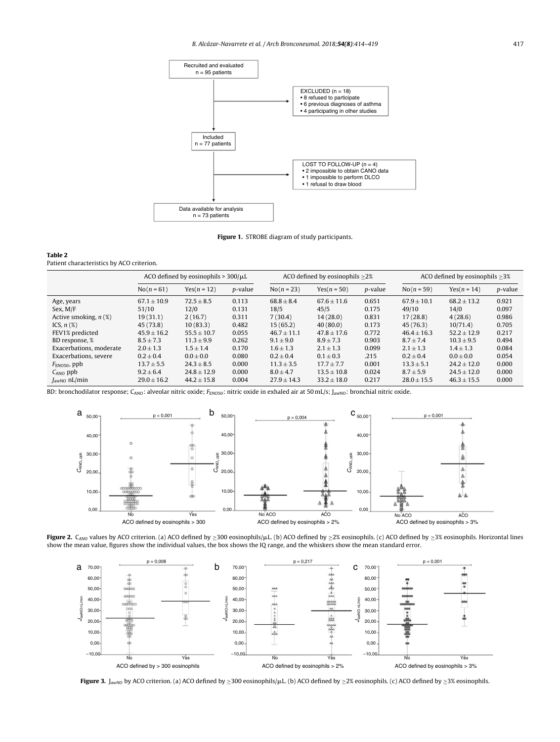**Figure 1.** STROBE diagram of study participants.

**Table 2**
Patient characteristics by ACO criterion.

| | ACO defined by eosinophils > 300/μL | | | ACO defined by eosinophils ≥2% | | | ACO defined by eosinophils ≥3% | | |
|---|---|---|---|---|---|---|---|---|---|
| | No(n = 61) | Yes(n = 12) | p-value | No(n = 23) | Yes(n = 50) | p-value | No(n = 59) | Yes(n = 14) | p-value |
| Age, years | 67.1 ± 10.9 | 72.5 ± 8.5 | 0.113 | 68.8 ± 8.4 | 67.6 ± 11.6 | 0.651 | 67.9 ± 10.1 | 68.2 ± 13.2 | 0.921 |
| Sex, M/F | 51/10 | 12/0 | 0.131 | 18/5 | 45/5 | 0.175 | 49/10 | 14/0 | 0.097 |
| Active smoking, n (%) | 19 (31.1) | 2 (16.7) | 0.311 | 7 (30.4) | 14 (28.0) | 0.831 | 17 (28.8) | 4 (28.6) | 0.986 |
| ICS, n (%) | 45 (73.8) | 10 (83.3) | 0.482 | 15 (65.2) | 40 (80.0) | 0.173 | 45 (76.3) | 10/71.4) | 0.705 |
| FEV1% predicted | 45.9 ± 16.2 | 55.5 ± 10.7 | 0.055 | 46.7 ± 11.1 | 47.8 ± 17.6 | 0.772 | 46.4 ± 16.3 | 52.2 ± 12.9 | 0.217 |
| BD response, % | 8.5 ± 7.3 | 11.3 ± 9.9 | 0.262 | 9.1 ± 9.0 | 8.9 ± 7.3 | 0.903 | 8.7 ± 7.4 | 10.3 ± 9.5 | 0.494 |
| Exacerbations, moderate | 2.0 ± 1.3 | 1.5 ± 1.4 | 0.170 | 1.6 ± 1.3 | 2.1 ± 1.3 | 0.099 | 2.1 ± 1.3 | 1.4 ± 1.3 | 0.084 |
| Exacerbations, severe | 0.2 ± 0.4 | 0.0 ± 0.0 | 0.080 | 0.2 ± 0.4 | 0.1 ± 0.3 | .215 | 0.2 ± 0.4 | 0.0 ± 0.0 | 0.054 |
| $F_{ENO50}$, ppb | 13.7 ± 5.5 | 24.3 ± 8.5 | 0.000 | 11.3 ± 3.5 | 17.7 ± 7.7 | 0.001 | 13.3 ± 5.1 | 24.2 ± 12.0 | 0.000 |
| $C_{ANO}$ ppb | 9.2 ± 6.4 | 24.8 ± 12.9 | 0.000 | 8.0 ± 4.7 | 13.5 ± 10.8 | 0.024 | 8.7 ± 5.9 | 24.5 ± 12.0 | 0.000 |
| $J_{awNO}$ nL/min | 29.0 ± 16.2 | 44.2 ± 15.8 | 0.004 | 27.9 ± 14.3 | 33.2 ± 18.0 | 0.217 | 28.0 ± 15.5 | 46.3 ± 15.5 | 0.000 |

BD: bronchodilator response; $C_{ANO}$: alveolar nitric oxide; $F_{ENO50}$: nitric oxide in exhaled air at 50 mL/s; $J_{awNO}$: bronchial nitric oxide.

**Figure 2.** $C_{ANO}$ values by ACO criterion. (a) ACO defined by ≥300 eosinophils/μL. (b) ACO defined by ≥2% eosinophils. (c) ACO defined by ≥3% eosinophils. Horizontal lines show the mean value, figures show the individual values, the box shows the IQ range, and the whiskers show the mean standard error.

**Figure 3.** $J_{awNO}$ by ACO criterion. (a) ACO defined by ≥300 eosinophils/μL. (b) ACO defined by ≥2% eosinophils. (c) ACO defined by ≥3% eosinophils.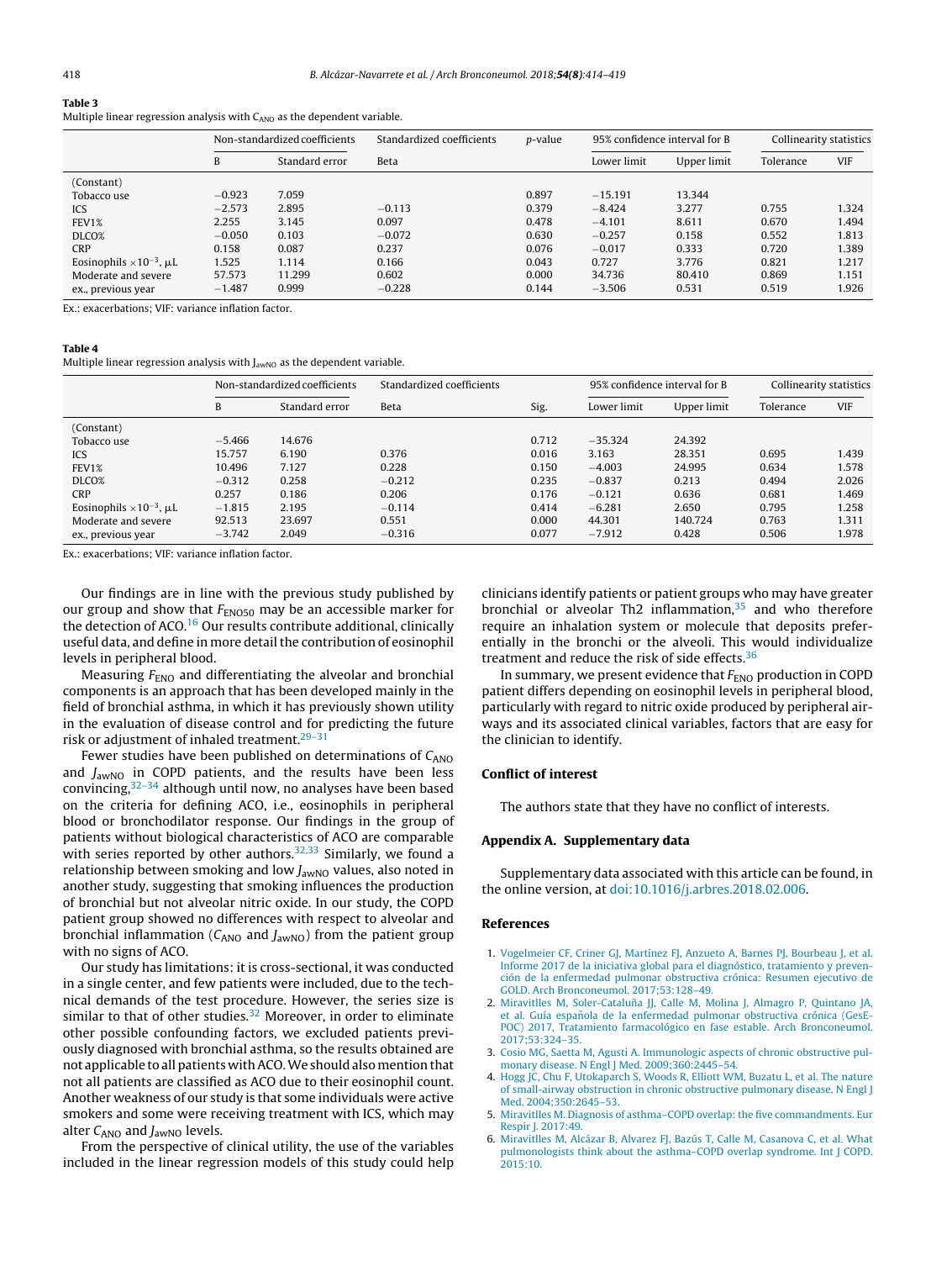**Table 3**
Multiple linear regression analysis with $C_{ANO}$ as the dependent variable.

| | Non-standardized coefficients | | Standardized coefficients | p-value | 95% confidence interval for B | | Collinearity statistics | |
|---|---|---|---|---|---|---|---|---|
| | B | Standard error | Beta | | Lower limit | Upper limit | Tolerance | VIF |
| (Constant) | | | | | | | | |
| Tobacco use | −0.923 | 7.059 | | 0.897 | −15.191 | 13.344 | | |
| ICS | −2.573 | 2.895 | −0.113 | 0.379 | −8.424 | 3.277 | 0.755 | 1.324 |
| FEV1% | 2.255 | 3.145 | 0.097 | 0.478 | −4.101 | 8.611 | 0.670 | 1.494 |
| DLCO% | −0.050 | 0.103 | −0.072 | 0.630 | −0.257 | 0.158 | 0.552 | 1.813 |
| CRP | 0.158 | 0.087 | 0.237 | 0.076 | −0.017 | 0.333 | 0.720 | 1.389 |
| Eosinophils $\times 10^{-3}$, μL | 1.525 | 1.114 | 0.166 | 0.043 | 0.727 | 3.776 | 0.821 | 1.217 |
| Moderate and severe ex., previous year | 57.573 | 11.299 | 0.602 | 0.000 | 34.736 | 80.410 | 0.869 | 1.151 |
| | −1.487 | 0.999 | −0.228 | 0.144 | −3.506 | 0.531 | 0.519 | 1.926 |

Ex.: exacerbations; VIF: variance inflation factor.

**Table 4**
Multiple linear regression analysis with $J_{awNO}$ as the dependent variable.

| | Non-standardized coefficients | | Standardized coefficients | Sig. | 95% confidence interval for B | | Collinearity statistics | |
|---|---|---|---|---|---|---|---|---|
| | B | Standard error | Beta | | Lower limit | Upper limit | Tolerance | VIF |
| (Constant) | | | | | | | | |
| Tobacco use | −5.466 | 14.676 | | 0.712 | −35.324 | 24.392 | | |
| ICS | 15.757 | 6.190 | 0.376 | 0.016 | 3.163 | 28.351 | 0.695 | 1.439 |
| FEV1% | 10.496 | 7.127 | 0.228 | 0.150 | −4.003 | 24.995 | 0.634 | 1.578 |
| DLCO% | −0.312 | 0.258 | −0.212 | 0.235 | −0.837 | 0.213 | 0.494 | 2.026 |
| CRP | 0.257 | 0.186 | 0.206 | 0.176 | −0.121 | 0.636 | 0.681 | 1.469 |
| Eosinophils $\times 10^{-3}$, μL | −1.815 | 2.195 | −0.114 | 0.414 | −6.281 | 2.650 | 0.795 | 1.258 |
| Moderate and severe ex., previous year | 92.513 | 23.697 | 0.551 | 0.000 | 44.301 | 140.724 | 0.763 | 1.311 |
| | −3.742 | 2.049 | −0.316 | 0.077 | −7.912 | 0.428 | 0.506 | 1.978 |

Ex.: exacerbations; VIF: variance inflation factor.

Our findings are in line with the previous study published by our group and show that $F_{ENO50}$ may be an accessible marker for the detection of ACO.[16] Our results contribute additional, clinically useful data, and define in more detail the contribution of eosinophil levels in peripheral blood.

Measuring $F_{ENO}$ and differentiating the alveolar and bronchial components is an approach that has been developed mainly in the field of bronchial asthma, in which it has previously shown utility in the evaluation of disease control and for predicting the future risk or adjustment of inhaled treatment.[29–31]

Fewer studies have been published on determinations of $C_{ANO}$ and $J_{awNO}$ in COPD patients, and the results have been less convincing,[32–34] although until now, no analyses have been based on the criteria for defining ACO, i.e., eosinophils in peripheral blood or bronchodilator response. Our findings in the group of patients without biological characteristics of ACO are comparable with series reported by other authors.[32,33] Similarly, we found a relationship between smoking and low $J_{awNO}$ values, also noted in another study, suggesting that smoking influences the production of bronchial but not alveolar nitric oxide. In our study, the COPD patient group showed no differences with respect to alveolar and bronchial inflammation ($C_{ANO}$ and $J_{awNO}$) from the patient group with no signs of ACO.

Our study has limitations: it is cross-sectional, it was conducted in a single center, and few patients were included, due to the technical demands of the test procedure. However, the series size is similar to that of other studies.[32] Moreover, in order to eliminate other possible confounding factors, we excluded patients previously diagnosed with bronchial asthma, so the results obtained are not applicable to all patients with ACO. We should also mention that not all patients are classified as ACO due to their eosinophil count. Another weakness of our study is that some individuals were active smokers and some were receiving treatment with ICS, which may alter $C_{ANO}$ and $J_{awNO}$ levels.

From the perspective of clinical utility, the use of the variables included in the linear regression models of this study could help clinicians identify patients or patient groups who may have greater bronchial or alveolar Th2 inflammation,[35] and who therefore require an inhalation system or molecule that deposits preferentially in the bronchi or the alveoli. This would individualize treatment and reduce the risk of side effects.[36]

In summary, we present evidence that $F_{ENO}$ production in COPD patient differs depending on eosinophil levels in peripheral blood, particularly with regard to nitric oxide produced by peripheral airways and its associated clinical variables, factors that are easy for the clinician to identify.

## Conflict of interest

The authors state that they have no conflict of interests.

## Appendix A. Supplementary data

Supplementary data associated with this article can be found, in the online version, at doi:10.1016/j.arbres.2018.02.006.

## References

1. Vogelmeier CF, Criner GJ, Martínez FJ, Anzueto A, Barnes PJ, Bourbeau J, et al. Informe 2017 de la iniciativa global para el diagnóstico, tratamiento y prevención de la enfermedad pulmonar obstructiva crónica: Resumen ejecutivo de GOLD. Arch Bronconeumol. 2017;53:128–49.
2. Miravitlles M, Soler-Cataluña JJ, Calle M, Molina J, Almagro P, Quintano JA, et al. Guía española de la enfermedad pulmonar obstructiva crónica (GesEPOC) 2017, Tratamiento farmacológico en fase estable. Arch Bronconeumol. 2017;53:324–35.
3. Cosio MG, Saetta M, Agusti A. Immunologic aspects of chronic obstructive pulmonary disease. N Engl J Med. 2009;360:2445–54.
4. Hogg JC, Chu F, Utokaparch S, Woods R, Elliott WM, Buzatu L, et al. The nature of small-airway obstruction in chronic obstructive pulmonary disease. N Engl J Med. 2004;350:2645–53.
5. Miravitlles M. Diagnosis of asthma–COPD overlap: the five commandments. Eur Respir J. 2017:49.
6. Miravitlles M, Alcázar B, Alvarez FJ, Bazús T, Calle M, Casanova C, et al. What pulmonologists think about the asthma–COPD overlap syndrome. Int J COPD. 2015:10.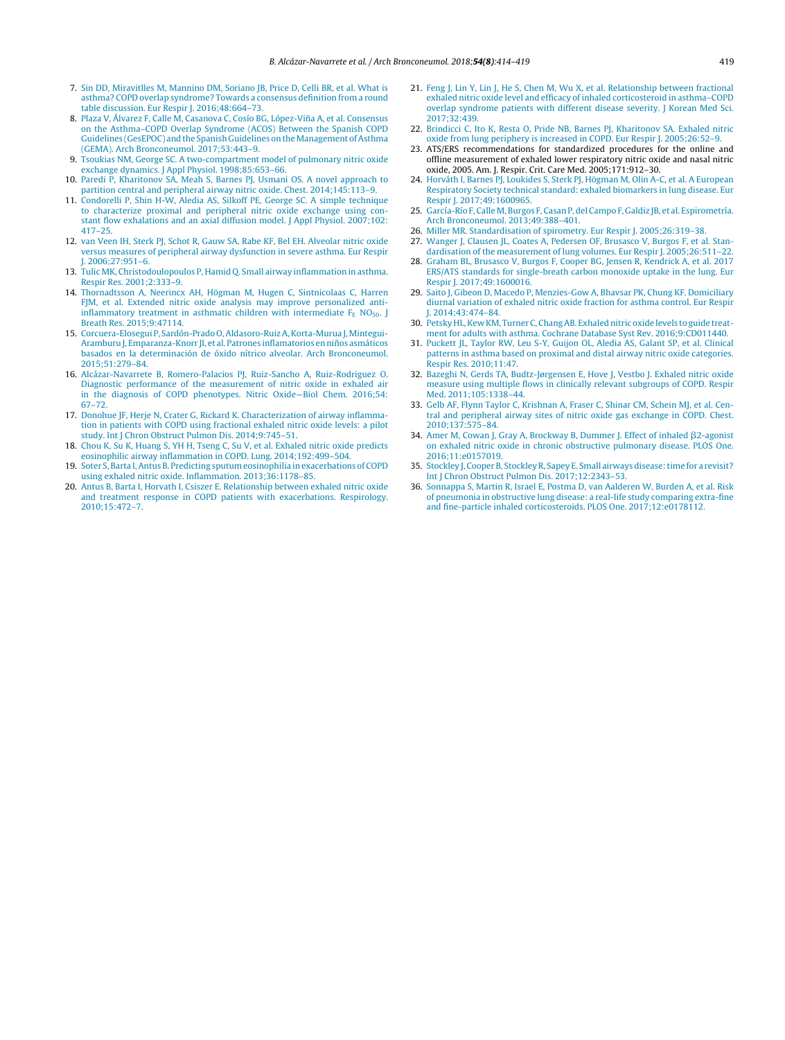7. Sin DD, Miravitlles M, Mannino DM, Soriano JB, Price D, Celli BR, et al. What is asthma? COPD overlap syndrome? Towards a consensus definition from a round table discussion. Eur Respir J. 2016;48:664–73.
8. Plaza V, Álvarez F, Calle M, Casanova C, Cosío BG, López-Viña A, et al. Consensus on the Asthma–COPD Overlap Syndrome (ACOS) Between the Spanish COPD Guidelines (GesEPOC) and the Spanish Guidelines on the Management of Asthma (GEMA). Arch Bronconeumol. 2017;53:443–9.
9. Tsoukias NM, George SC. A two-compartment model of pulmonary nitric oxide exchange dynamics. J Appl Physiol. 1998;85:653–66.
10. Paredi P, Kharitonov SA, Meah S, Barnes PJ, Usmani OS. A novel approach to partition central and peripheral airway nitric oxide. Chest. 2014;145:113–9.
11. Condorelli P, Shin H-W, Aledia AS, Silkoff PE, George SC. A simple technique to characterize proximal and peripheral nitric oxide exchange using constant flow exhalations and an axial diffusion model. J Appl Physiol. 2007;102: 417–25.
12. van Veen IH, Sterk PJ, Schot R, Gauw SA, Rabe KF, Bel EH. Alveolar nitric oxide versus measures of peripheral airway dysfunction in severe asthma. Eur Respir J. 2006;27:951–6.
13. Tulic MK, Christodoulopoulos P, Hamid Q. Small airway inflammation in asthma. Respir Res. 2001;2:333–9.
14. Thornadtsson A, Neerincx AH, Högman M, Hugen C, Sintnicolaas C, Harren FJM, et al. Extended nitric oxide analysis may improve personalized anti-inflammatory treatment in asthmatic children with intermediate $F_E$ $NO_{50}$. J Breath Res. 2015;9:47114.
15. Corcuera-Elosegui P, Sardón-Prado O, Aldasoro-Ruiz A, Korta-Murua J, Mintegui-Aramburu J, Emparanza-Knorr JI, et al. Patrones inflamatorios en niños asmáticos basados en la determinación de óxido nítrico alveolar. Arch Bronconeumol. 2015;51:279–84.
16. Alcázar-Navarrete B, Romero-Palacios PJ, Ruiz-Sancho A, Ruiz-Rodriguez O. Diagnostic performance of the measurement of nitric oxide in exhaled air in the diagnosis of COPD phenotypes. Nitric Oxide—Biol Chem. 2016;54: 67–72.
17. Donohue JF, Herje N, Crater G, Rickard K. Characterization of airway inflammation in patients with COPD using fractional exhaled nitric oxide levels: a pilot study. Int J Chron Obstruct Pulmon Dis. 2014;9:745–51.
18. Chou K, Su K, Huang S, YH H, Tseng C, Su V, et al. Exhaled nitric oxide predicts eosinophilic airway inflammation in COPD. Lung. 2014;192:499–504.
19. Soter S, Barta I, Antus B. Predicting sputum eosinophilia in exacerbations of COPD using exhaled nitric oxide. Inflammation. 2013;36:1178–85.
20. Antus B, Barta I, Horvath I, Csiszer E. Relationship between exhaled nitric oxide and treatment response in COPD patients with exacerbations. Respirology. 2010;15:472–7.
21. Feng J, Lin Y, Lin J, He S, Chen M, Wu X, et al. Relationship between fractional exhaled nitric oxide level and efficacy of inhaled corticosteroid in asthma–COPD overlap syndrome patients with different disease severity. J Korean Med Sci. 2017;32:439.
22. Brindicci C, Ito K, Resta O, Pride NB, Barnes PJ, Kharitonov SA. Exhaled nitric oxide from lung periphery is increased in COPD. Eur Respir J. 2005;26:52–9.
23. ATS/ERS recommendations for standardized procedures for the online and offline measurement of exhaled lower respiratory nitric oxide and nasal nitric oxide, 2005. Am. J. Respir. Crit. Care Med. 2005;171:912–30.
24. Horváth I, Barnes PJ, Loukides S, Sterk PJ, Högman M, Olin A-C, et al. A European Respiratory Society technical standard: exhaled biomarkers in lung disease. Eur Respir J. 2017;49:1600965.
25. García-Río F, Calle M, Burgos F, Casan P, del Campo F, Galdiz JB, et al. Espirometría. Arch Bronconeumol. 2013;49:388–401.
26. Miller MR. Standardisation of spirometry. Eur Respir J. 2005;26:319–38.
27. Wanger J, Clausen JL, Coates A, Pedersen OF, Brusasco V, Burgos F, et al. Standardisation of the measurement of lung volumes. Eur Respir J. 2005;26:511–22.
28. Graham BL, Brusasco V, Burgos F, Cooper BG, Jensen R, Kendrick A, et al. 2017 ERS/ATS standards for single-breath carbon monoxide uptake in the lung. Eur Respir J. 2017;49:1600016.
29. Saito J, Gibeon D, Macedo P, Menzies-Gow A, Bhavsar PK, Chung KF. Domiciliary diurnal variation of exhaled nitric oxide fraction for asthma control. Eur Respir J. 2014;43:474–84.
30. Petsky HL, Kew KM, Turner C, Chang AB. Exhaled nitric oxide levels to guide treatment for adults with asthma. Cochrane Database Syst Rev. 2016;9:CD011440.
31. Puckett JL, Taylor RW, Leu S-Y, Guijon OL, Aledia AS, Galant SP, et al. Clinical patterns in asthma based on proximal and distal airway nitric oxide categories. Respir Res. 2010;11:47.
32. Bazeghi N, Gerds TA, Budtz-Jørgensen E, Hove J, Vestbo J. Exhaled nitric oxide measure using multiple flows in clinically relevant subgroups of COPD. Respir Med. 2011;105:1338–44.
33. Gelb AF, Flynn Taylor C, Krishnan A, Fraser C, Shinar CM, Schein MJ, et al. Central and peripheral airway sites of nitric oxide gas exchange in COPD. Chest. 2010;137:575–84.
34. Amer M, Cowan J, Gray A, Brockway B, Dummer J. Effect of inhaled β2-agonist on exhaled nitric oxide in chronic obstructive pulmonary disease. PLOS One. 2016;11:e0157019.
35. Stockley J, Cooper B, Stockley R, Sapey E. Small airways disease: time for a revisit? Int J Chron Obstruct Pulmon Dis. 2017;12:2343–53.
36. Sonnappa S, Martin R, Israel E, Postma D, van Aalderen W, Burden A, et al. Risk of pneumonia in obstructive lung disease: a real-life study comparing extra-fine and fine-particle inhaled corticosteroids. PLOS One. 2017;12:e0178112.